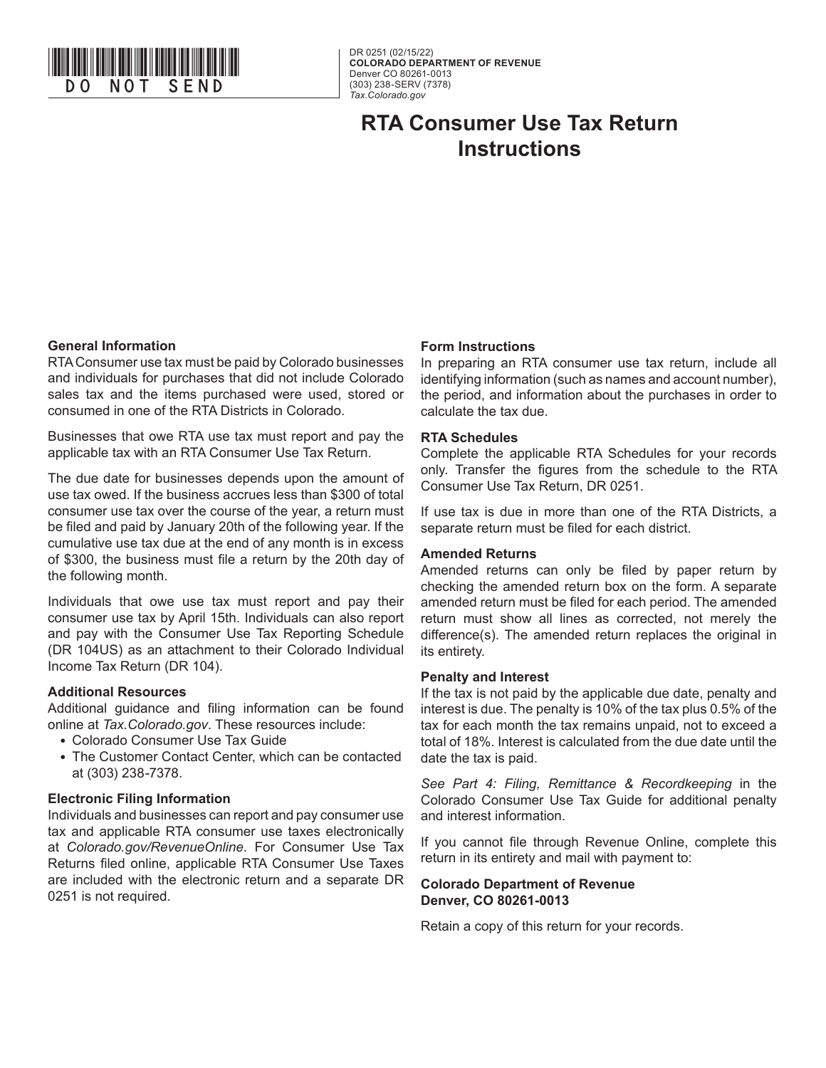DO NOT SEND

DR 0251 (02/15/22)
**COLORADO DEPARTMENT OF REVENUE**
Denver CO 80261-0013
(303) 238-SERV (7378)
*Tax.Colorado.gov*

# RTA Consumer Use Tax Return Instructions

### General Information

RTA Consumer use tax must be paid by Colorado businesses and individuals for purchases that did not include Colorado sales tax and the items purchased were used, stored or consumed in one of the RTA Districts in Colorado.

Businesses that owe RTA use tax must report and pay the applicable tax with an RTA Consumer Use Tax Return.

The due date for businesses depends upon the amount of use tax owed. If the business accrues less than $300 of total consumer use tax over the course of the year, a return must be filed and paid by January 20th of the following year. If the cumulative use tax due at the end of any month is in excess of $300, the business must file a return by the 20th day of the following month.

Individuals that owe use tax must report and pay their consumer use tax by April 15th. Individuals can also report and pay with the Consumer Use Tax Reporting Schedule (DR 104US) as an attachment to their Colorado Individual Income Tax Return (DR 104).

### Additional Resources

Additional guidance and filing information can be found online at *Tax.Colorado.gov*. These resources include:

- Colorado Consumer Use Tax Guide
- The Customer Contact Center, which can be contacted at (303) 238-7378.

### Electronic Filing Information

Individuals and businesses can report and pay consumer use tax and applicable RTA consumer use taxes electronically at *Colorado.gov/RevenueOnline*. For Consumer Use Tax Returns filed online, applicable RTA Consumer Use Taxes are included with the electronic return and a separate DR 0251 is not required.

### Form Instructions

In preparing an RTA consumer use tax return, include all identifying information (such as names and account number), the period, and information about the purchases in order to calculate the tax due.

### RTA Schedules

Complete the applicable RTA Schedules for your records only. Transfer the figures from the schedule to the RTA Consumer Use Tax Return, DR 0251.

If use tax is due in more than one of the RTA Districts, a separate return must be filed for each district.

### Amended Returns

Amended returns can only be filed by paper return by checking the amended return box on the form. A separate amended return must be filed for each period. The amended return must show all lines as corrected, not merely the difference(s). The amended return replaces the original in its entirety.

### Penalty and Interest

If the tax is not paid by the applicable due date, penalty and interest is due. The penalty is 10% of the tax plus 0.5% of the tax for each month the tax remains unpaid, not to exceed a total of 18%. Interest is calculated from the due date until the date the tax is paid.

*See Part 4: Filing, Remittance & Recordkeeping* in the Colorado Consumer Use Tax Guide for additional penalty and interest information.

If you cannot file through Revenue Online, complete this return in its entirety and mail with payment to:

**Colorado Department of Revenue**
**Denver, CO 80261-0013**

Retain a copy of this return for your records.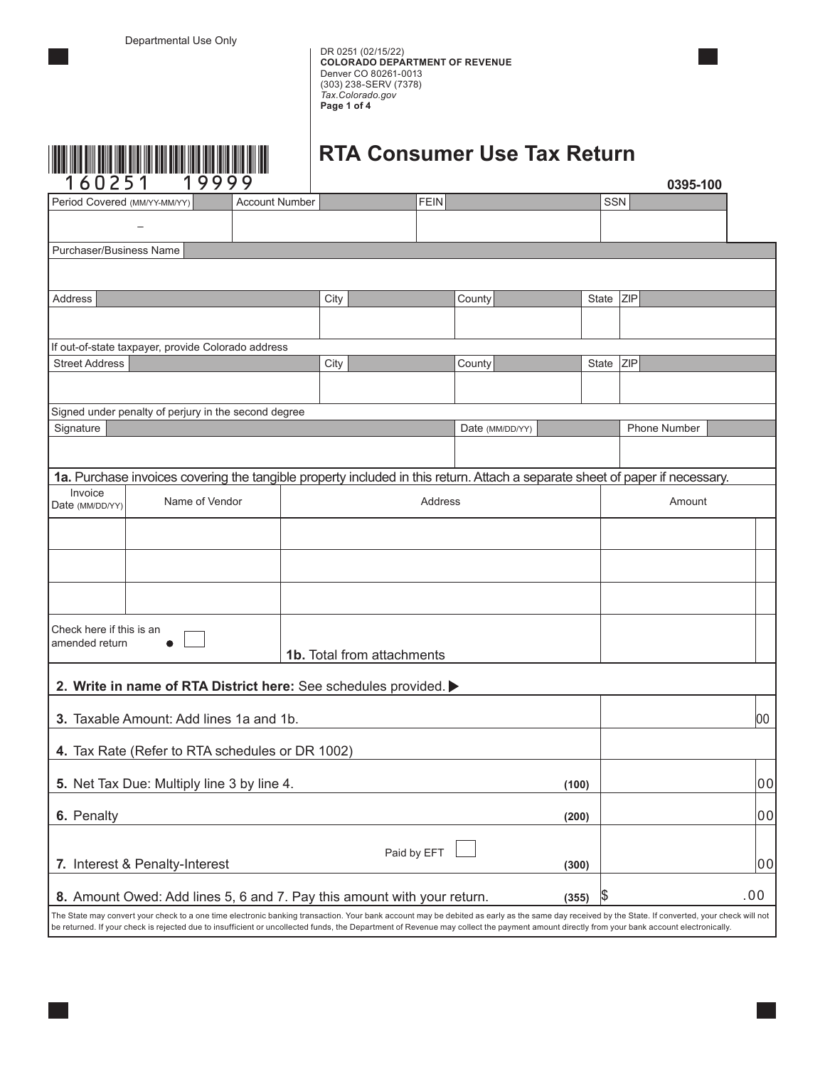Departmental Use Only

DR 0251 (02/15/22)
**COLORADO DEPARTMENT OF REVENUE**
Denver CO 80261-0013
(303) 238-SERV (7378)
*Tax.Colorado.gov*

160251 19999

# RTA Consumer Use Tax Return

**0395-100**

| Period Covered (MM/YY-MM/YY) | Account Number | FEIN | SSN |
|---|---|---|---|
| – | | | |

| Purchaser/Business Name | | | | |
|---|---|---|---|---|
| | | | | |
| **Address** | **City** | **County** | **State** | **ZIP** |
| | | | | |

If out-of-state taxpayer, provide Colorado address

| Street Address | City | County | State | ZIP |
|---|---|---|---|---|
| | | | | |

Signed under penalty of perjury in the second degree

| Signature | Date (MM/DD/YY) | Phone Number |
|---|---|---|
| | | |

**1a.** Purchase invoices covering the tangible property included in this return. Attach a separate sheet of paper if necessary.

| Invoice Date (MM/DD/YY) | Name of Vendor | Address | Amount |
|---|---|---|---|
| | | | |
| | | | |
| | | | |
| Check here if this is an amended return ● ☐ | | **1b.** Total from attachments | |

| | | |
|---|---|---|
| **2. Write in name of RTA District here:** See schedules provided. ▶ | | |
| **3.** Taxable Amount: Add lines 1a and 1b. | | 00 |
| **4.** Tax Rate (Refer to RTA schedules or DR 1002) | | |
| **5.** Net Tax Due: Multiply line 3 by line 4. | (100) | 00 |
| **6.** Penalty | (200) | 00 |
| **7.** Interest & Penalty-Interest Paid by EFT ☐ | (300) | 00 |
| **8.** Amount Owed: Add lines 5, 6 and 7. Pay this amount with your return. | (355) | $ .00 |

The State may convert your check to a one time electronic banking transaction. Your bank account may be debited as early as the same day received by the State. If converted, your check will not be returned. If your check is rejected due to insufficient or uncollected funds, the Department of Revenue may collect the payment amount directly from your bank account electronically.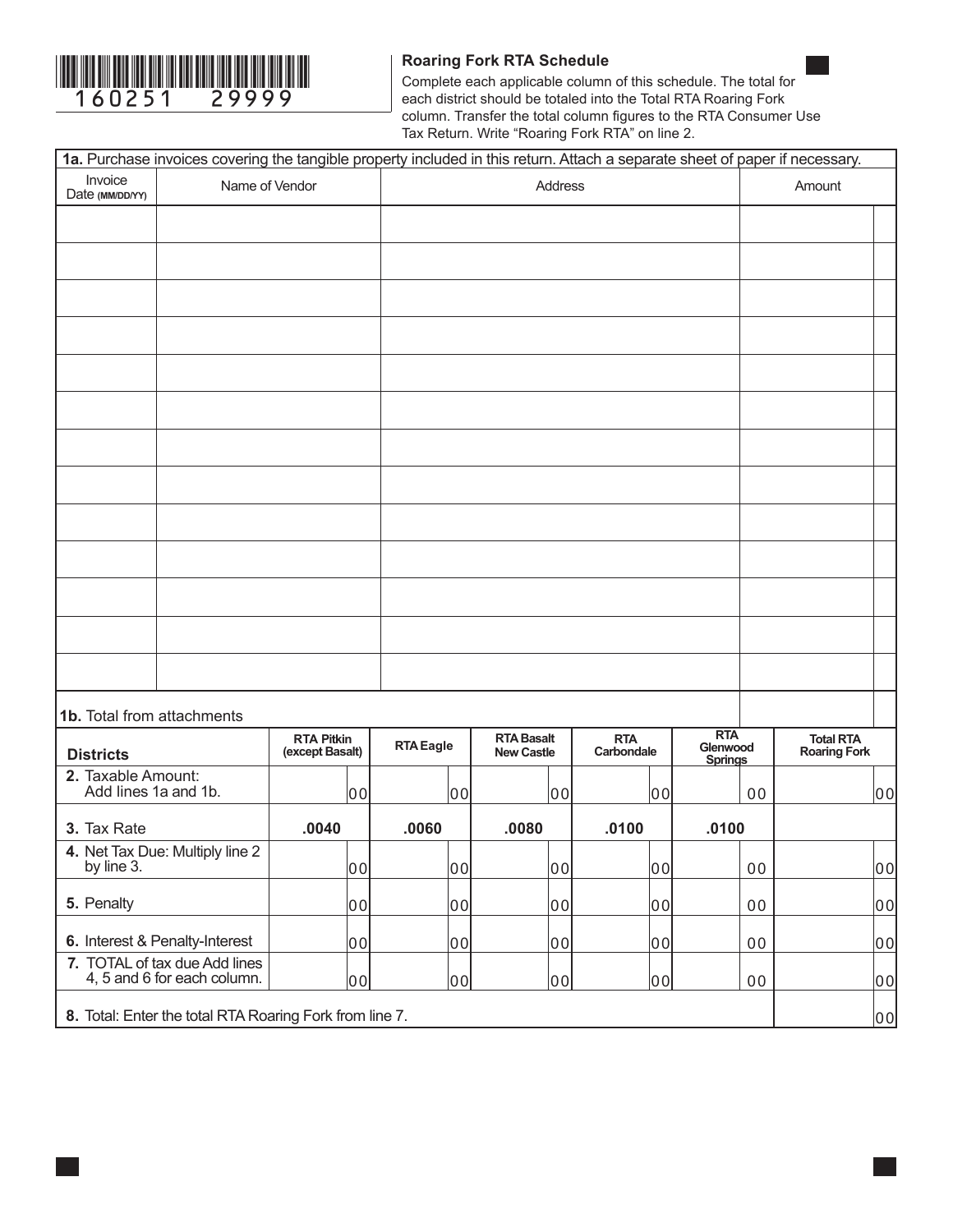160251 29999

## Roaring Fork RTA Schedule

Complete each applicable column of this schedule. The total for each district should be totaled into the Total RTA Roaring Fork column. Transfer the total column figures to the RTA Consumer Use Tax Return. Write "Roaring Fork RTA" on line 2.

**1a.** Purchase invoices covering the tangible property included in this return. Attach a separate sheet of paper if necessary.

| Invoice Date (MM/DD/YY) | Name of Vendor | Address | Amount |
|---|---|---|---|
| | | | |
| | | | |
| | | | |
| | | | |
| | | | |
| | | | |
| | | | |
| | | | |
| | | | |
| | | | |
| | | | |
| | | | |
| | | | |
| **1b.** Total from attachments | | | |

| Districts | RTA Pitkin (except Basalt) | RTA Eagle | RTA Basalt New Castle | RTA Carbondale | RTA Glenwood Springs | Total RTA Roaring Fork |
|---|---|---|---|---|---|---|
| **2.** Taxable Amount: Add lines 1a and 1b. | 00 | 00 | 00 | 00 | 00 | 00 |
| **3.** Tax Rate | **.0040** | **.0060** | **.0080** | **.0100** | **.0100** | |
| **4.** Net Tax Due: Multiply line 2 by line 3. | 00 | 00 | 00 | 00 | 00 | 00 |
| **5.** Penalty | 00 | 00 | 00 | 00 | 00 | 00 |
| **6.** Interest & Penalty-Interest | 00 | 00 | 00 | 00 | 00 | 00 |
| **7.** TOTAL of tax due Add lines 4, 5 and 6 for each column. | 00 | 00 | 00 | 00 | 00 | 00 |
| **8.** Total: Enter the total RTA Roaring Fork from line 7. | | | | | | 00 |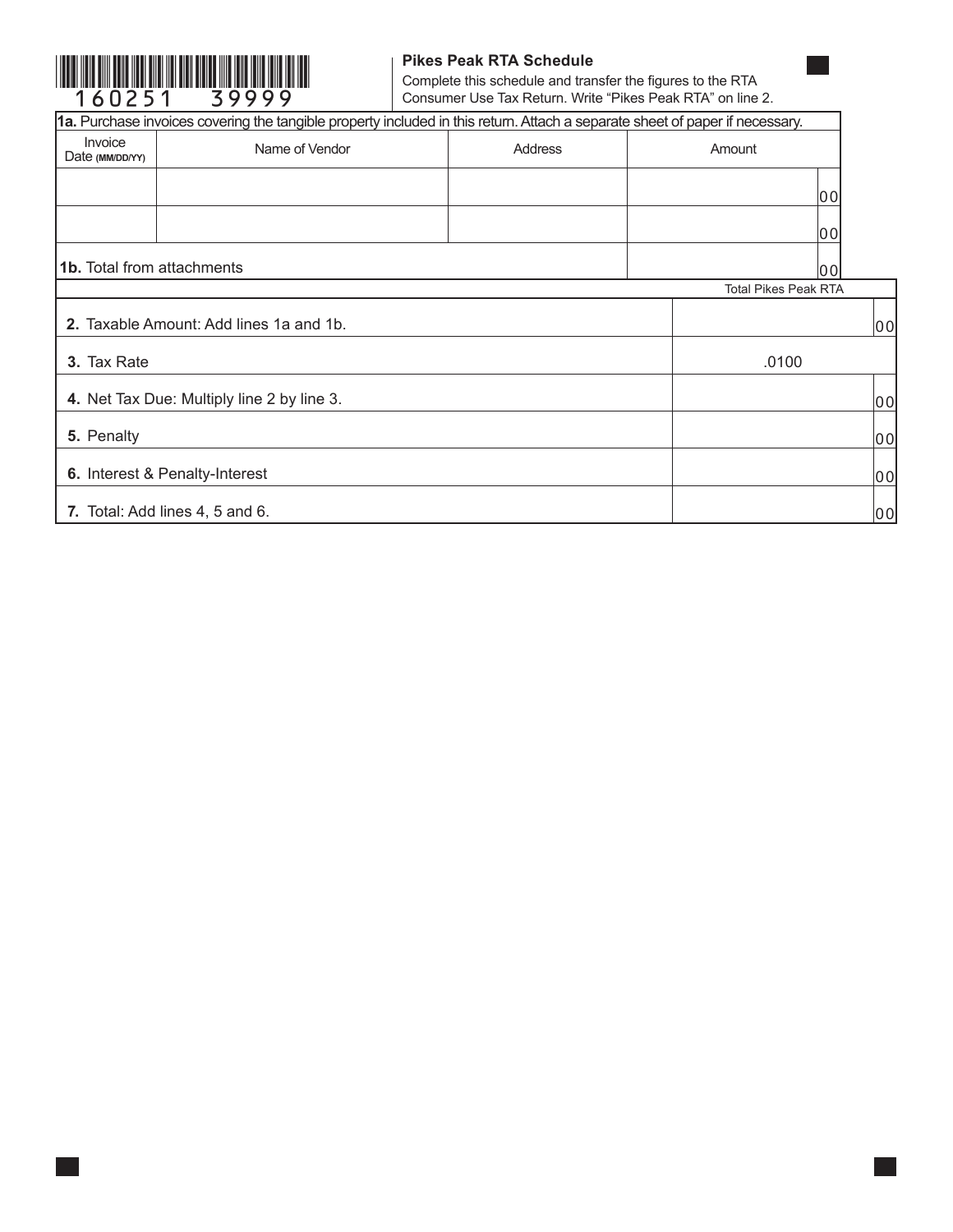160251 39999

## Pikes Peak RTA Schedule

Complete this schedule and transfer the figures to the RTA Consumer Use Tax Return. Write "Pikes Peak RTA" on line 2.

**1a.** Purchase invoices covering the tangible property included in this return. Attach a separate sheet of paper if necessary.

| Invoice Date (MM/DD/YY) | Name of Vendor | Address | Amount |
|---|---|---|---|
| | | | 00 |
| | | | 00 |
| **1b.** Total from attachments | | | 00 |

| | Total Pikes Peak RTA |
|---|---|
| **2.** Taxable Amount: Add lines 1a and 1b. | 00 |
| **3.** Tax Rate | .0100 |
| **4.** Net Tax Due: Multiply line 2 by line 3. | 00 |
| **5.** Penalty | 00 |
| **6.** Interest & Penalty-Interest | 00 |
| **7.** Total: Add lines 4, 5 and 6. | 00 |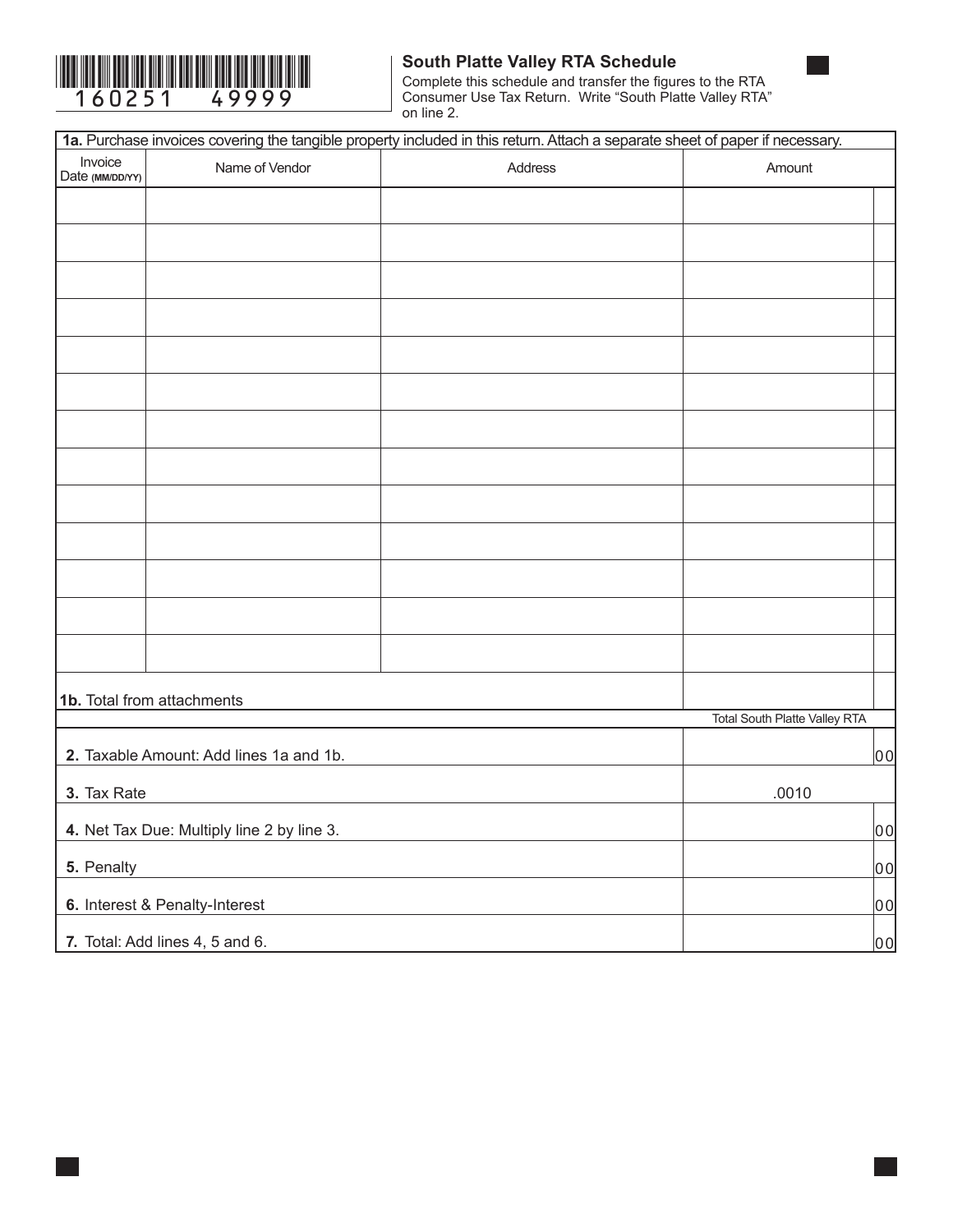160251 49999

## South Platte Valley RTA Schedule

Complete this schedule and transfer the figures to the RTA Consumer Use Tax Return. Write "South Platte Valley RTA" on line 2.

**1a.** Purchase invoices covering the tangible property included in this return. Attach a separate sheet of paper if necessary.

| Invoice Date (MM/DD/YY) | Name of Vendor | Address | Amount |
|---|---|---|---|
| | | | |
| | | | |
| | | | |
| | | | |
| | | | |
| | | | |
| | | | |
| | | | |
| | | | |
| | | | |
| | | | |
| | | | |
| | | | |

**1b.** Total from attachments

| | Total South Platte Valley RTA |
|---|---|
| **2.** Taxable Amount: Add lines 1a and 1b. | 00 |
| **3.** Tax Rate | .0010 |
| **4.** Net Tax Due: Multiply line 2 by line 3. | 00 |
| **5.** Penalty | 00 |
| **6.** Interest & Penalty-Interest | 00 |
| **7.** Total: Add lines 4, 5 and 6. | 00 |